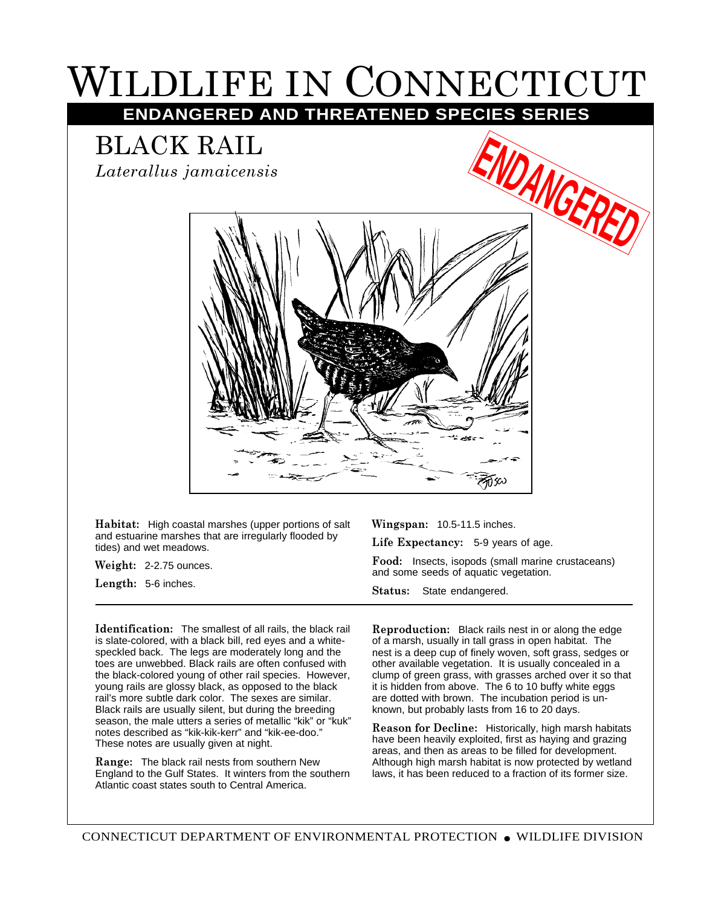# WILDLIFE IN CONNECTICUT

**ENDANGERED AND THREATENED SPECIES SERIES**

## BLACK RAIL

*Laterallus jamaicensis*

**ENDANGERED**

**Habitat:** High coastal marshes (upper portions of salt and estuarine marshes that are irregularly flooded by tides) and wet meadows.

**Weight:** 2-2.75 ounces.

**Length:** 5-6 inches.

**Wingspan:** 10.5-11.5 inches.

**Life Expectancy:** 5-9 years of age.

**Food:** Insects, isopods (small marine crustaceans) and some seeds of aquatic vegetation.

**Status:** State endangered.

**Identification:** The smallest of all rails, the black rail is slate-colored, with a black bill, red eyes and a white-speckled back. The legs are moderately long and the toes are unwebbed. Black rails are often confused with the black-colored young of other rail species. However, young rails are glossy black, as opposed to the black rail's more subtle dark color. The sexes are similar. Black rails are usually silent, but during the breeding season, the male utters a series of metallic "kik" or "kuk" notes described as "kik-kik-kerr" and "kik-ee-doo." These notes are usually given at night.

**Range:** The black rail nests from southern New England to the Gulf States. It winters from the southern Atlantic coast states south to Central America.

**Reproduction:** Black rails nest in or along the edge of a marsh, usually in tall grass in open habitat. The nest is a deep cup of finely woven, soft grass, sedges or other available vegetation. It is usually concealed in a clump of green grass, with grasses arched over it so that it is hidden from above. The 6 to 10 buffy white eggs are dotted with brown. The incubation period is unknown, but probably lasts from 16 to 20 days.

**Reason for Decline:** Historically, high marsh habitats have been heavily exploited, first as haying and grazing areas, and then as areas to be filled for development. Although high marsh habitat is now protected by wetland laws, it has been reduced to a fraction of its former size.

CONNECTICUT DEPARTMENT OF ENVIRONMENTAL PROTECTION • WILDLIFE DIVISION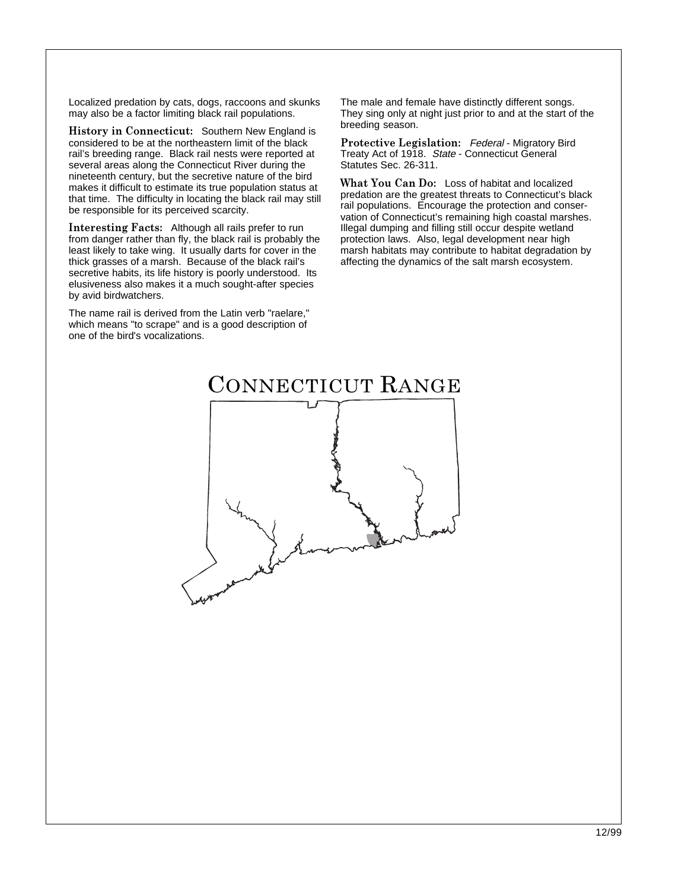Localized predation by cats, dogs, raccoons and skunks may also be a factor limiting black rail populations.

**History in Connecticut:** Southern New England is considered to be at the northeastern limit of the black rail's breeding range. Black rail nests were reported at several areas along the Connecticut River during the nineteenth century, but the secretive nature of the bird makes it difficult to estimate its true population status at that time. The difficulty in locating the black rail may still be responsible for its perceived scarcity.

**Interesting Facts:** Although all rails prefer to run from danger rather than fly, the black rail is probably the least likely to take wing. It usually darts for cover in the thick grasses of a marsh. Because of the black rail's secretive habits, its life history is poorly understood. Its elusiveness also makes it a much sought-after species by avid birdwatchers.

The name rail is derived from the Latin verb "raelare," which means "to scrape" and is a good description of one of the bird's vocalizations.

The male and female have distinctly different songs. They sing only at night just prior to and at the start of the breeding season.

**Protective Legislation:** *Federal* - Migratory Bird Treaty Act of 1918. *State* - Connecticut General Statutes Sec. 26-311.

**What You Can Do:** Loss of habitat and localized predation are the greatest threats to Connecticut's black rail populations. Encourage the protection and conservation of Connecticut's remaining high coastal marshes. Illegal dumping and filling still occur despite wetland protection laws. Also, legal development near high marsh habitats may contribute to habitat degradation by affecting the dynamics of the salt marsh ecosystem.

## Connecticut Range

12/99